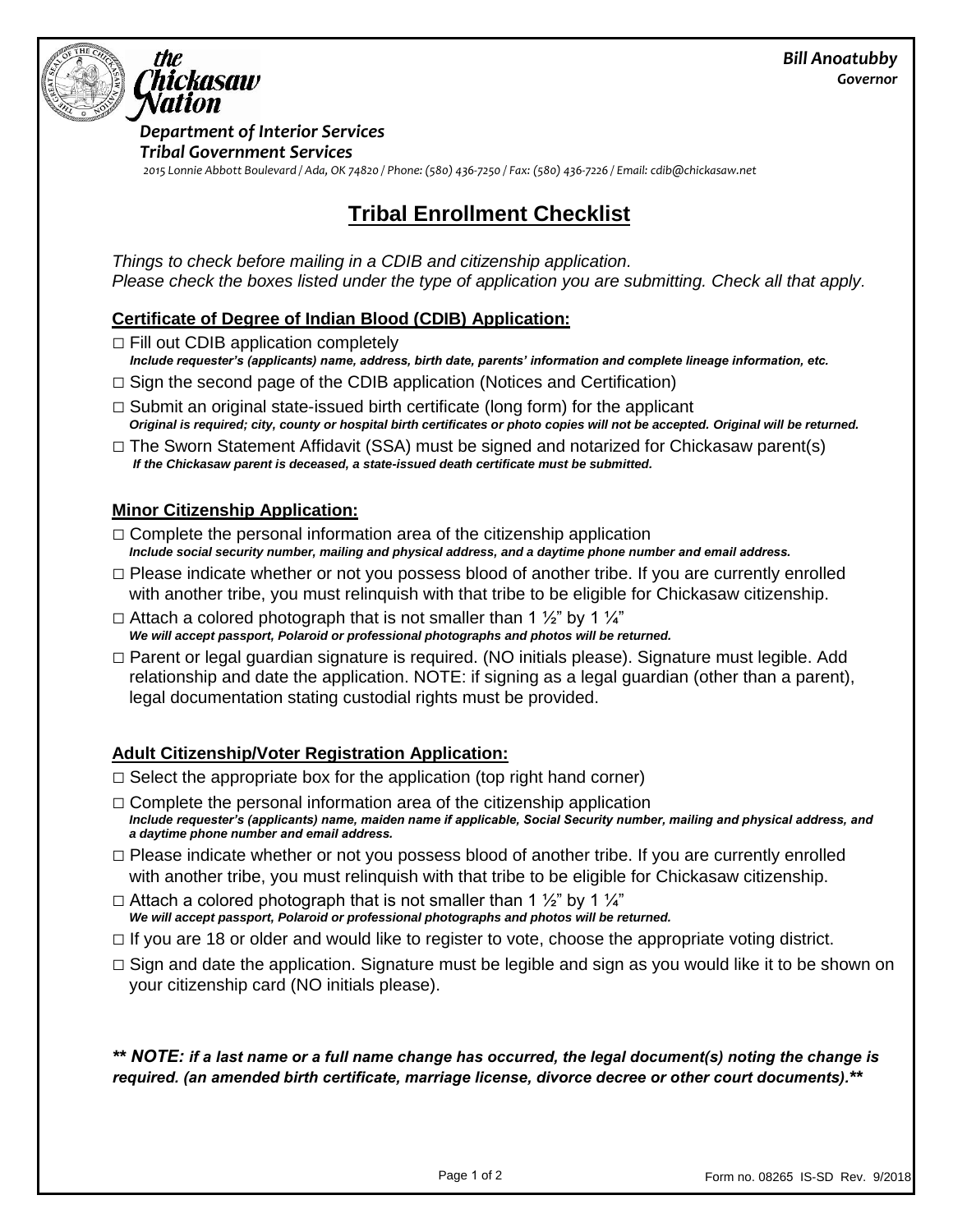**Bill Anoatubby**
**Governor**

*the Chickasaw Nation*

***Department of Interior Services***
***Tribal Government Services***

*2015 Lonnie Abbott Boulevard / Ada, OK 74820 / Phone: (580) 436-7250 / Fax: (580) 436-7226 / Email: cdib@chickasaw.net*

# Tribal Enrollment Checklist

*Things to check before mailing in a CDIB and citizenship application.*
*Please check the boxes listed under the type of application you are submitting. Check all that apply.*

## Certificate of Degree of Indian Blood (CDIB) Application:

- □ Fill out CDIB application completely
  ***Include requester's (applicants) name, address, birth date, parents' information and complete lineage information, etc.***
- □ Sign the second page of the CDIB application (Notices and Certification)
- □ Submit an original state-issued birth certificate (long form) for the applicant
  ***Original is required; city, county or hospital birth certificates or photo copies will not be accepted. Original will be returned.***
- □ The Sworn Statement Affidavit (SSA) must be signed and notarized for Chickasaw parent(s)
  ***If the Chickasaw parent is deceased, a state-issued death certificate must be submitted.***

## Minor Citizenship Application:

- □ Complete the personal information area of the citizenship application
  ***Include social security number, mailing and physical address, and a daytime phone number and email address.***
- □ Please indicate whether or not you possess blood of another tribe. If you are currently enrolled with another tribe, you must relinquish with that tribe to be eligible for Chickasaw citizenship.
- □ Attach a colored photograph that is not smaller than 1 ½" by 1 ¼"
  ***We will accept passport, Polaroid or professional photographs and photos will be returned.***
- □ Parent or legal guardian signature is required. (NO initials please). Signature must legible. Add relationship and date the application. NOTE: if signing as a legal guardian (other than a parent), legal documentation stating custodial rights must be provided.

## Adult Citizenship/Voter Registration Application:

- □ Select the appropriate box for the application (top right hand corner)
- □ Complete the personal information area of the citizenship application
  ***Include requester's (applicants) name, maiden name if applicable, Social Security number, mailing and physical address, and a daytime phone number and email address.***
- □ Please indicate whether or not you possess blood of another tribe. If you are currently enrolled with another tribe, you must relinquish with that tribe to be eligible for Chickasaw citizenship.
- □ Attach a colored photograph that is not smaller than 1 ½" by 1 ¼"
  ***We will accept passport, Polaroid or professional photographs and photos will be returned.***
- □ If you are 18 or older and would like to register to vote, choose the appropriate voting district.
- □ Sign and date the application. Signature must be legible and sign as you would like it to be shown on your citizenship card (NO initials please).

***\*\* NOTE: if a last name or a full name change has occurred, the legal document(s) noting the change is required. (an amended birth certificate, marriage license, divorce decree or other court documents).\*\****

Form no. 08265 IS-SD Rev. 9/2018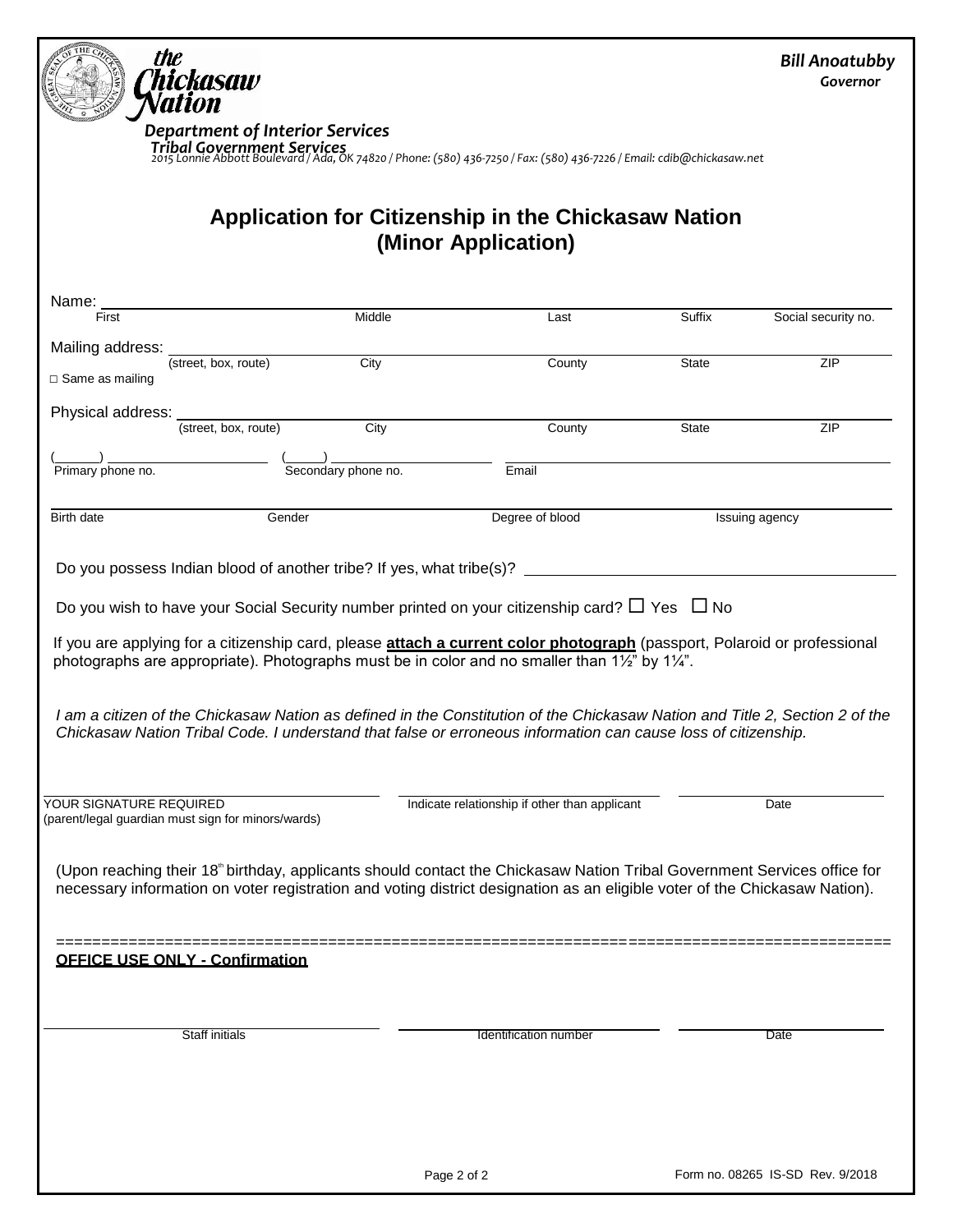**the Chickasaw Nation**

**Department of Interior Services**

**Tribal Government Services**

2015 Lonnie Abbott Boulevard / Ada, OK 74820 / Phone: (580) 436-7250 / Fax: (580) 436-7226 / Email: cdib@chickasaw.net

***Bill Anoatubby***
***Governor***

# Application for Citizenship in the Chickasaw Nation (Minor Application)

Name: ______________________________________________________________________________

First | Middle | Last | Suffix | Social security no.

Mailing address: _____________________________________________________________________

(street, box, route) | City | County | State | ZIP

□ Same as mailing

Physical address: _____________________________________________________________________

(street, box, route) | City | County | State | ZIP

(______) ____________________ (_____) ____________________ ____________________________

Primary phone no. | Secondary phone no. | Email

_____________________________________________________________________________________

Birth date | Gender | Degree of blood | Issuing agency

Do you possess Indian blood of another tribe? If yes, what tribe(s)? ___________________________

Do you wish to have your Social Security number printed on your citizenship card? ☐ Yes ☐ No

If you are applying for a citizenship card, please **attach a current color photograph** (passport, Polaroid or professional photographs are appropriate). Photographs must be in color and no smaller than 1½" by 1¼".

*I am a citizen of the Chickasaw Nation as defined in the Constitution of the Chickasaw Nation and Title 2, Section 2 of the Chickasaw Nation Tribal Code. I understand that false or erroneous information can cause loss of citizenship.*

________________________________ ________________________________ ____________________

YOUR SIGNATURE REQUIRED (parent/legal guardian must sign for minors/wards) | Indicate relationship if other than applicant | Date

(Upon reaching their 18th birthday, applicants should contact the Chickasaw Nation Tribal Government Services office for necessary information on voter registration and voting district designation as an eligible voter of the Chickasaw Nation).

==========================================================================================

**OFFICE USE ONLY - Confirmation**

________________________________ ________________________________ ____________________

Staff initials | Identification number | Date

Form no. 08265 IS-SD Rev. 9/2018